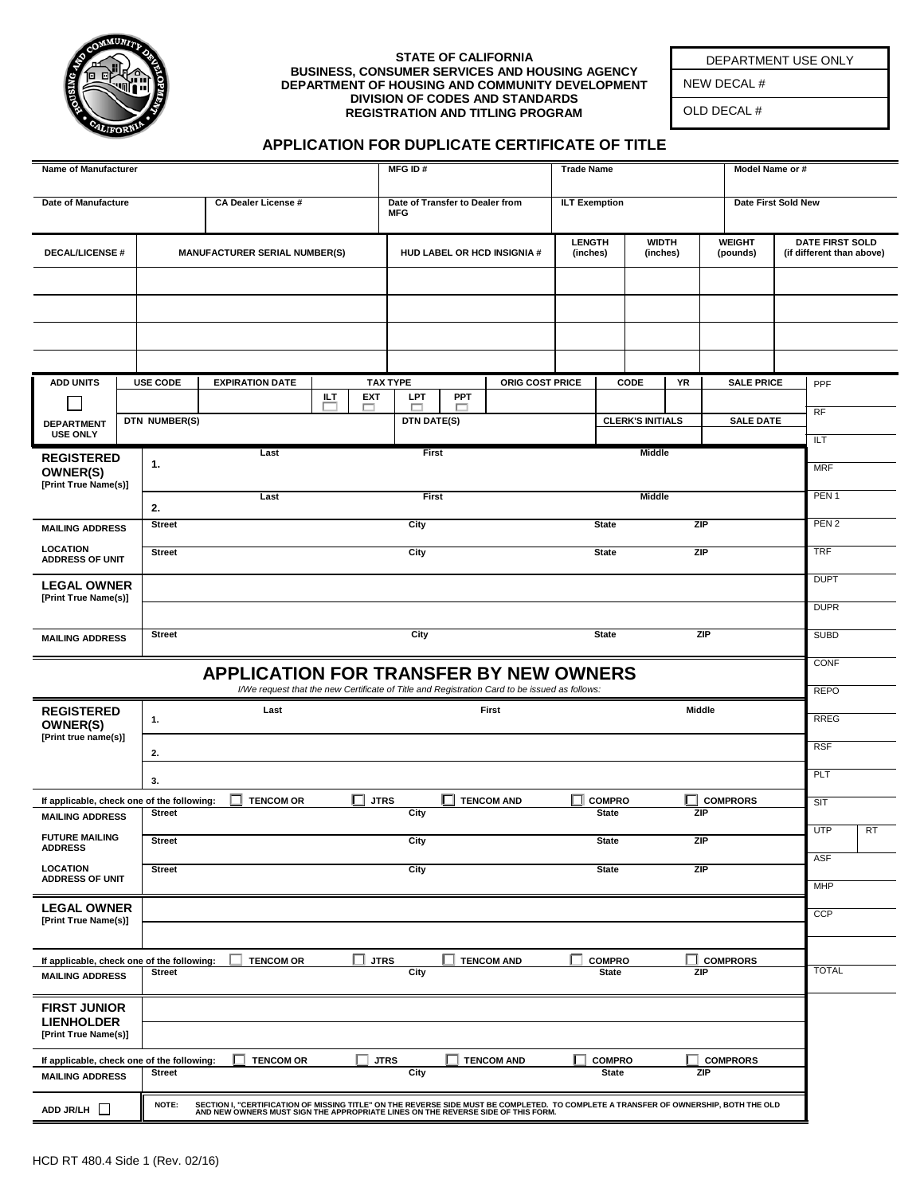STATE OF CALIFORNIA
BUSINESS, CONSUMER SERVICES AND HOUSING AGENCY
DEPARTMENT OF HOUSING AND COMMUNITY DEVELOPMENT
DIVISION OF CODES AND STANDARDS
REGISTRATION AND TITLING PROGRAM

| DEPARTMENT USE ONLY |
|---|
| NEW DECAL # |
| OLD DECAL # |

# APPLICATION FOR DUPLICATE CERTIFICATE OF TITLE

| Name of Manufacturer | | MFG ID # | Trade Name | Model Name or # |
|---|---|---|---|---|
| | | | | |
| **Date of Manufacture** | **CA Dealer License #** | **Date of Transfer to Dealer from MFG** | **ILT Exemption** | **Date First Sold New** |
| | | | | |

| DECAL/LICENSE # | MANUFACTURER SERIAL NUMBER(S) | HUD LABEL OR HCD INSIGNIA # | LENGTH (inches) | WIDTH (inches) | WEIGHT (pounds) | DATE FIRST SOLD (if different than above) |
|---|---|---|---|---|---|---|
| | | | | | | |
| | | | | | | |
| | | | | | | |
| | | | | | | |

| ADD UNITS | USE CODE | EXPIRATION DATE | TAX TYPE | ORIG COST PRICE | CODE | YR | SALE PRICE |
|---|---|---|---|---|---|---|---|
| ☐ | | | ☐ ILT ☐ EXT ☐ LPT ☐ PPT | | | | |
| DEPARTMENT USE ONLY | DTN NUMBER(S) | | DTN DATE(S) | | CLERK'S INITIALS | | SALE DATE |

| Fee | Amount |
|---|---|
| PPF | |
| RF | |
| ILT | |
| MRF | |
| PEN 1 | |
| PEN 2 | |
| TRF | |
| DUPT | |
| DUPR | |
| SUBD | |
| CONF | |
| REPO | |
| RREG | |
| RSF | |
| PLT | |
| SIT | |
| UTP / RT | |
| ASF | |
| MHP | |
| CCP | |
| | |
| TOTAL | |

**REGISTERED OWNER(S)** [Print True Name(s)]

| | Last | First | Middle |
|---|---|---|---|
| 1. | | | |
| 2. | | | |

| | Street | City | State | ZIP |
|---|---|---|---|---|
| **MAILING ADDRESS** | | | | |
| **LOCATION ADDRESS OF UNIT** | | | | |

**LEGAL OWNER** [Print True Name(s)]

| | Street | City | State | ZIP |
|---|---|---|---|---|
| **MAILING ADDRESS** | | | | |

## APPLICATION FOR TRANSFER BY NEW OWNERS

*I/We request that the new Certificate of Title and Registration Card to be issued as follows:*

**REGISTERED OWNER(S)** [Print true name(s)]

| | Last | First | Middle |
|---|---|---|---|
| 1. | | | |
| 2. | | | |
| 3. | | | |

If applicable, check one of the following: ☐ TENCOM OR ☐ JTRS ☐ TENCOM AND ☐ COMPRO ☐ COMPROS

| | Street | City | State | ZIP |
|---|---|---|---|---|
| **MAILING ADDRESS** | | | | |
| **FUTURE MAILING ADDRESS** | | | | |
| **LOCATION ADDRESS OF UNIT** | | | | |

**LEGAL OWNER** [Print True Name(s)]

If applicable, check one of the following: ☐ TENCOM OR ☐ JTRS ☐ TENCOM AND ☐ COMPRO ☐ COMPROS

| | Street | City | State | ZIP |
|---|---|---|---|---|
| **MAILING ADDRESS** | | | | |

**FIRST JUNIOR LIENHOLDER** [Print True Name(s)]

If applicable, check one of the following: ☐ TENCOM OR ☐ JTRS ☐ TENCOM AND ☐ COMPRO ☐ COMPROS

| | Street | City | State | ZIP |
|---|---|---|---|---|
| **MAILING ADDRESS** | | | | |

ADD JR/LH ☐

**NOTE: SECTION I, "CERTIFICATION OF MISSING TITLE" ON THE REVERSE SIDE MUST BE COMPLETED. TO COMPLETE A TRANSFER OF OWNERSHIP, BOTH THE OLD AND NEW OWNERS MUST SIGN THE APPROPRIATE LINES ON THE REVERSE SIDE OF THIS FORM.**

HCD RT 480.4 Side 1 (Rev. 02/16)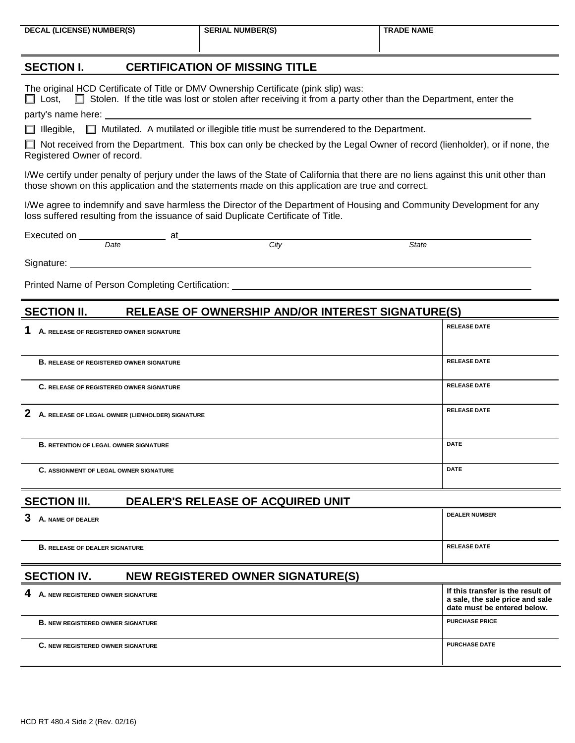| DECAL (LICENSE) NUMBER(S) | SERIAL NUMBER(S) | TRADE NAME |
|---|---|---|
| | | |

## SECTION I. CERTIFICATION OF MISSING TITLE

The original HCD Certificate of Title or DMV Ownership Certificate (pink slip) was:

☐ Lost, ☐ Stolen. If the title was lost or stolen after receiving it from a party other than the Department, enter the party's name here: \_\_\_\_\_\_\_\_\_\_\_\_\_\_\_\_\_\_\_\_

☐ Illegible, ☐ Mutilated. A mutilated or illegible title must be surrendered to the Department.

☐ Not received from the Department. This box can only be checked by the Legal Owner of record (lienholder), or if none, the Registered Owner of record.

I/We certify under penalty of perjury under the laws of the State of California that there are no liens against this unit other than those shown on this application and the statements made on this application are true and correct.

I/We agree to indemnify and save harmless the Director of the Department of Housing and Community Development for any loss suffered resulting from the issuance of said Duplicate Certificate of Title.

Executed on \_\_\_\_\_\_\_\_\_\_ at \_\_\_\_\_\_\_\_\_\_\_\_\_\_\_\_\_\_\_\_
*Date* *City* *State*

Signature: \_\_\_\_\_\_\_\_\_\_\_\_\_\_\_\_\_\_\_\_

Printed Name of Person Completing Certification: \_\_\_\_\_\_\_\_\_\_\_\_\_\_\_\_\_\_\_\_

## SECTION II. RELEASE OF OWNERSHIP AND/OR INTEREST SIGNATURE(S)

| | | |
|---|---|---|
| **1** | A. RELEASE OF REGISTERED OWNER SIGNATURE | RELEASE DATE |
| | B. RELEASE OF REGISTERED OWNER SIGNATURE | RELEASE DATE |
| | C. RELEASE OF REGISTERED OWNER SIGNATURE | RELEASE DATE |
| **2** | A. RELEASE OF LEGAL OWNER (LIENHOLDER) SIGNATURE | RELEASE DATE |
| | B. RETENTION OF LEGAL OWNER SIGNATURE | DATE |
| | C. ASSIGNMENT OF LEGAL OWNER SIGNATURE | DATE |

## SECTION III. DEALER'S RELEASE OF ACQUIRED UNIT

| | | |
|---|---|---|
| **3** | A. NAME OF DEALER | DEALER NUMBER |
| | B. RELEASE OF DEALER SIGNATURE | RELEASE DATE |

## SECTION IV. NEW REGISTERED OWNER SIGNATURE(S)

| | | |
|---|---|---|
| **4** | A. NEW REGISTERED OWNER SIGNATURE | **If this transfer is the result of a sale, the sale price and sale date must be entered below.** |
| | B. NEW REGISTERED OWNER SIGNATURE | PURCHASE PRICE |
| | C. NEW REGISTERED OWNER SIGNATURE | PURCHASE DATE |

HCD RT 480.4 Side 2 (Rev. 02/16)